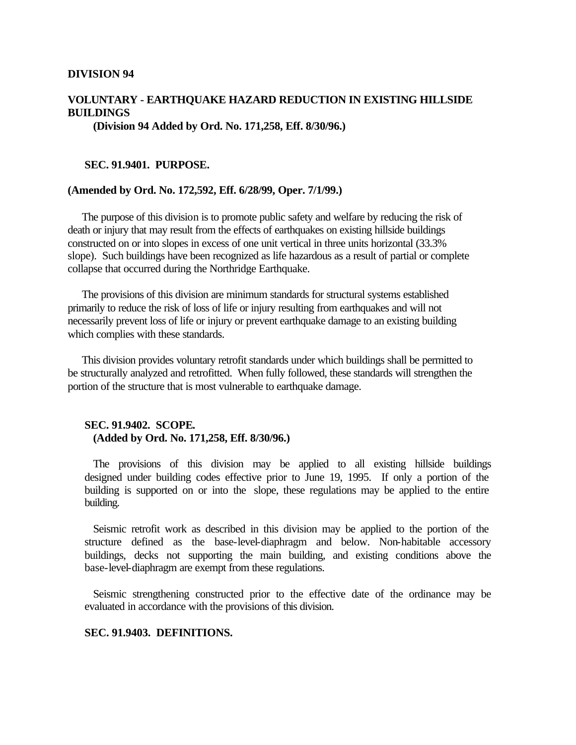# DIVISION 94

## VOLUNTARY - EARTHQUAKE HAZARD REDUCTION IN EXISTING HILLSIDE BUILDINGS

**(Division 94 Added by Ord. No. 171,258, Eff. 8/30/96.)**

### SEC. 91.9401. PURPOSE.

**(Amended by Ord. No. 172,592, Eff. 6/28/99, Oper. 7/1/99.)**

The purpose of this division is to promote public safety and welfare by reducing the risk of death or injury that may result from the effects of earthquakes on existing hillside buildings constructed on or into slopes in excess of one unit vertical in three units horizontal (33.3% slope). Such buildings have been recognized as life hazardous as a result of partial or complete collapse that occurred during the Northridge Earthquake.

The provisions of this division are minimum standards for structural systems established primarily to reduce the risk of loss of life or injury resulting from earthquakes and will not necessarily prevent loss of life or injury or prevent earthquake damage to an existing building which complies with these standards.

This division provides voluntary retrofit standards under which buildings shall be permitted to be structurally analyzed and retrofitted. When fully followed, these standards will strengthen the portion of the structure that is most vulnerable to earthquake damage.

### SEC. 91.9402. SCOPE.

**(Added by Ord. No. 171,258, Eff. 8/30/96.)**

The provisions of this division may be applied to all existing hillside buildings designed under building codes effective prior to June 19, 1995. If only a portion of the building is supported on or into the slope, these regulations may be applied to the entire building.

Seismic retrofit work as described in this division may be applied to the portion of the structure defined as the base-level-diaphragm and below. Non-habitable accessory buildings, decks not supporting the main building, and existing conditions above the base-level-diaphragm are exempt from these regulations.

Seismic strengthening constructed prior to the effective date of the ordinance may be evaluated in accordance with the provisions of this division.

### SEC. 91.9403. DEFINITIONS.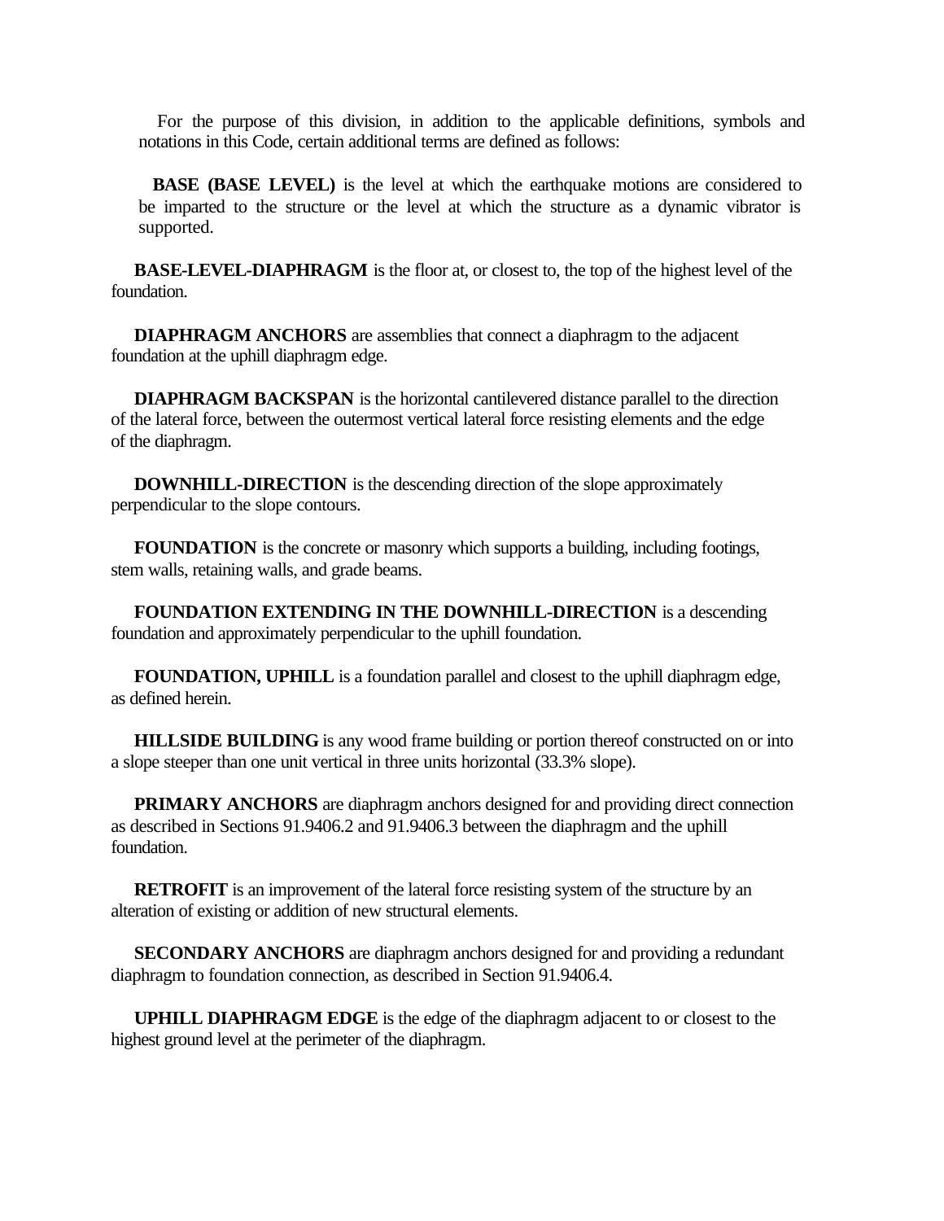For the purpose of this division, in addition to the applicable definitions, symbols and notations in this Code, certain additional terms are defined as follows:

**BASE (BASE LEVEL)** is the level at which the earthquake motions are considered to be imparted to the structure or the level at which the structure as a dynamic vibrator is supported.

**BASE-LEVEL-DIAPHRAGM** is the floor at, or closest to, the top of the highest level of the foundation.

**DIAPHRAGM ANCHORS** are assemblies that connect a diaphragm to the adjacent foundation at the uphill diaphragm edge.

**DIAPHRAGM BACKSPAN** is the horizontal cantilevered distance parallel to the direction of the lateral force, between the outermost vertical lateral force resisting elements and the edge of the diaphragm.

**DOWNHILL-DIRECTION** is the descending direction of the slope approximately perpendicular to the slope contours.

**FOUNDATION** is the concrete or masonry which supports a building, including footings, stem walls, retaining walls, and grade beams.

**FOUNDATION EXTENDING IN THE DOWNHILL-DIRECTION** is a descending foundation and approximately perpendicular to the uphill foundation.

**FOUNDATION, UPHILL** is a foundation parallel and closest to the uphill diaphragm edge, as defined herein.

**HILLSIDE BUILDING** is any wood frame building or portion thereof constructed on or into a slope steeper than one unit vertical in three units horizontal (33.3% slope).

**PRIMARY ANCHORS** are diaphragm anchors designed for and providing direct connection as described in Sections 91.9406.2 and 91.9406.3 between the diaphragm and the uphill foundation.

**RETROFIT** is an improvement of the lateral force resisting system of the structure by an alteration of existing or addition of new structural elements.

**SECONDARY ANCHORS** are diaphragm anchors designed for and providing a redundant diaphragm to foundation connection, as described in Section 91.9406.4.

**UPHILL DIAPHRAGM EDGE** is the edge of the diaphragm adjacent to or closest to the highest ground level at the perimeter of the diaphragm.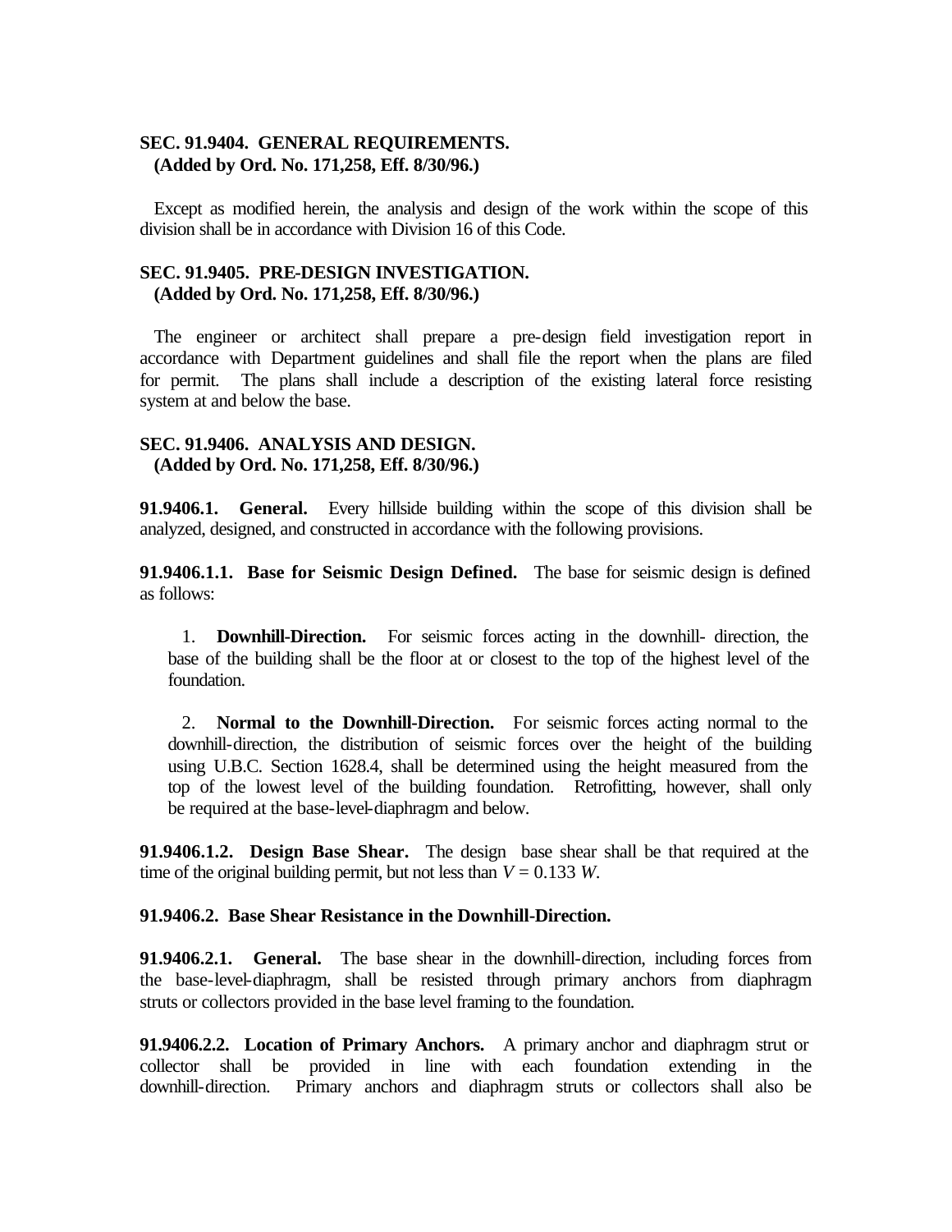**SEC. 91.9404. GENERAL REQUIREMENTS.**
**(Added by Ord. No. 171,258, Eff. 8/30/96.)**

Except as modified herein, the analysis and design of the work within the scope of this division shall be in accordance with Division 16 of this Code.

**SEC. 91.9405. PRE-DESIGN INVESTIGATION.**
**(Added by Ord. No. 171,258, Eff. 8/30/96.)**

The engineer or architect shall prepare a pre-design field investigation report in accordance with Department guidelines and shall file the report when the plans are filed for permit. The plans shall include a description of the existing lateral force resisting system at and below the base.

**SEC. 91.9406. ANALYSIS AND DESIGN.**
**(Added by Ord. No. 171,258, Eff. 8/30/96.)**

**91.9406.1. General.** Every hillside building within the scope of this division shall be analyzed, designed, and constructed in accordance with the following provisions.

**91.9406.1.1. Base for Seismic Design Defined.** The base for seismic design is defined as follows:

1. **Downhill-Direction.** For seismic forces acting in the downhill- direction, the base of the building shall be the floor at or closest to the top of the highest level of the foundation.

2. **Normal to the Downhill-Direction.** For seismic forces acting normal to the downhill-direction, the distribution of seismic forces over the height of the building using U.B.C. Section 1628.4, shall be determined using the height measured from the top of the lowest level of the building foundation. Retrofitting, however, shall only be required at the base-level-diaphragm and below.

**91.9406.1.2. Design Base Shear.** The design base shear shall be that required at the time of the original building permit, but not less than $V = 0.133\ W$.

**91.9406.2. Base Shear Resistance in the Downhill-Direction.**

**91.9406.2.1. General.** The base shear in the downhill-direction, including forces from the base-level-diaphragm, shall be resisted through primary anchors from diaphragm struts or collectors provided in the base level framing to the foundation.

**91.9406.2.2. Location of Primary Anchors.** A primary anchor and diaphragm strut or collector shall be provided in line with each foundation extending in the downhill-direction. Primary anchors and diaphragm struts or collectors shall also be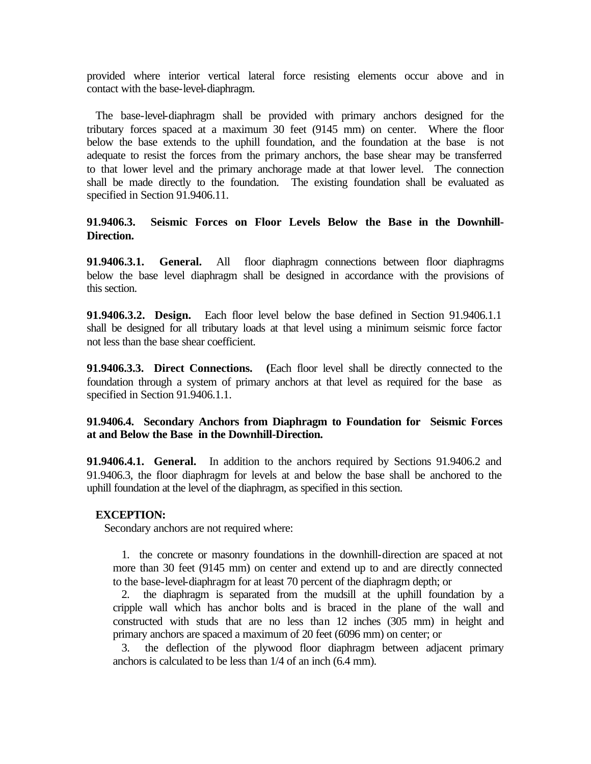provided where interior vertical lateral force resisting elements occur above and in contact with the base-level-diaphragm.

The base-level-diaphragm shall be provided with primary anchors designed for the tributary forces spaced at a maximum 30 feet (9145 mm) on center. Where the floor below the base extends to the uphill foundation, and the foundation at the base is not adequate to resist the forces from the primary anchors, the base shear may be transferred to that lower level and the primary anchorage made at that lower level. The connection shall be made directly to the foundation. The existing foundation shall be evaluated as specified in Section 91.9406.11.

**91.9406.3. Seismic Forces on Floor Levels Below the Base in the Downhill-Direction.**

**91.9406.3.1. General.** All floor diaphragm connections between floor diaphragms below the base level diaphragm shall be designed in accordance with the provisions of this section.

**91.9406.3.2. Design.** Each floor level below the base defined in Section 91.9406.1.1 shall be designed for all tributary loads at that level using a minimum seismic force factor not less than the base shear coefficient.

**91.9406.3.3. Direct Connections. (**Each floor level shall be directly connected to the foundation through a system of primary anchors at that level as required for the base as specified in Section 91.9406.1.1.

**91.9406.4. Secondary Anchors from Diaphragm to Foundation for Seismic Forces at and Below the Base in the Downhill-Direction.**

**91.9406.4.1. General.** In addition to the anchors required by Sections 91.9406.2 and 91.9406.3, the floor diaphragm for levels at and below the base shall be anchored to the uphill foundation at the level of the diaphragm, as specified in this section.

**EXCEPTION:**

Secondary anchors are not required where:

1. the concrete or masonry foundations in the downhill-direction are spaced at not more than 30 feet (9145 mm) on center and extend up to and are directly connected to the base-level-diaphragm for at least 70 percent of the diaphragm depth; or
2. the diaphragm is separated from the mudsill at the uphill foundation by a cripple wall which has anchor bolts and is braced in the plane of the wall and constructed with studs that are no less than 12 inches (305 mm) in height and primary anchors are spaced a maximum of 20 feet (6096 mm) on center; or
3. the deflection of the plywood floor diaphragm between adjacent primary anchors is calculated to be less than 1/4 of an inch (6.4 mm).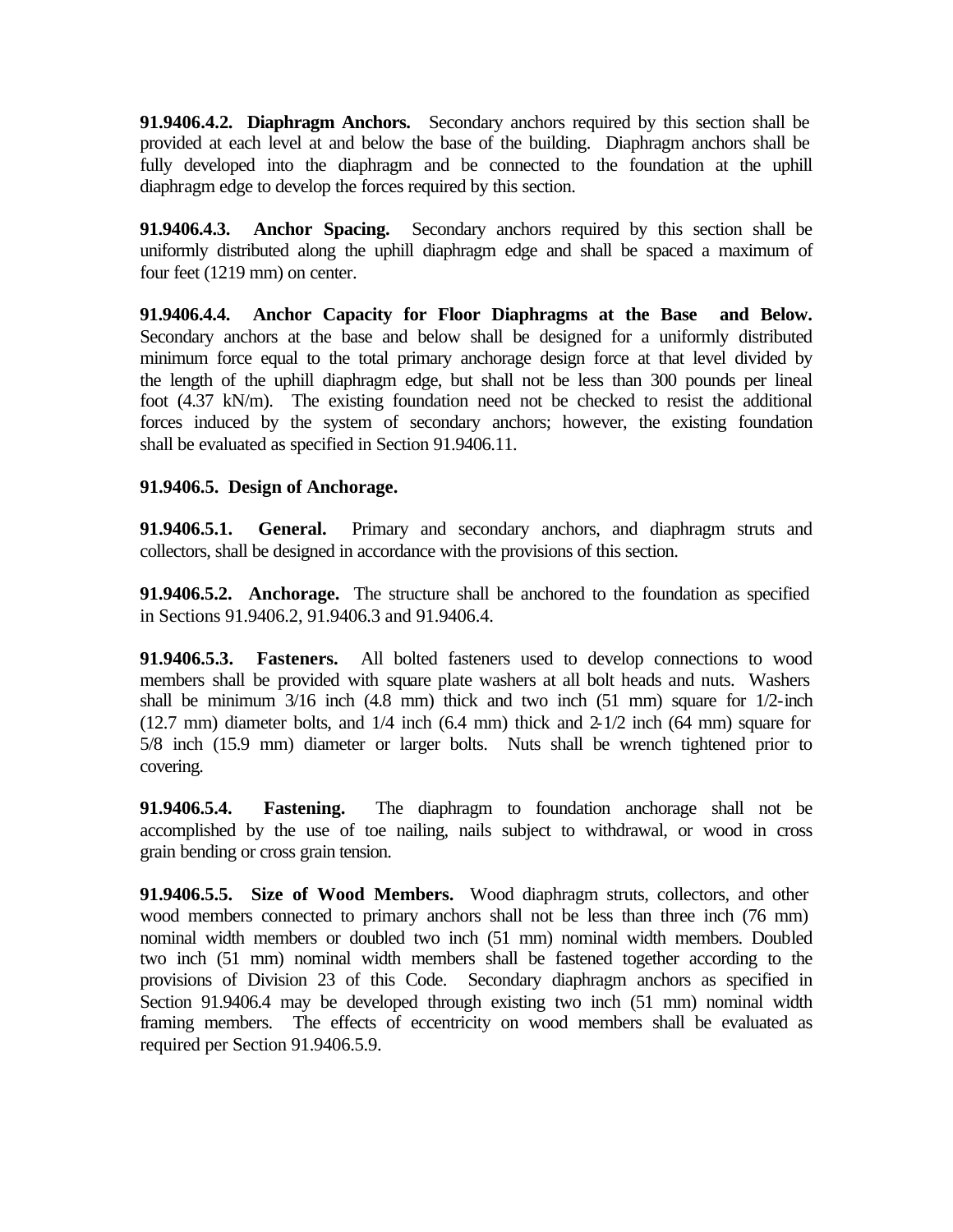**91.9406.4.2. Diaphragm Anchors.** Secondary anchors required by this section shall be provided at each level at and below the base of the building. Diaphragm anchors shall be fully developed into the diaphragm and be connected to the foundation at the uphill diaphragm edge to develop the forces required by this section.

**91.9406.4.3. Anchor Spacing.** Secondary anchors required by this section shall be uniformly distributed along the uphill diaphragm edge and shall be spaced a maximum of four feet (1219 mm) on center.

**91.9406.4.4. Anchor Capacity for Floor Diaphragms at the Base and Below.** Secondary anchors at the base and below shall be designed for a uniformly distributed minimum force equal to the total primary anchorage design force at that level divided by the length of the uphill diaphragm edge, but shall not be less than 300 pounds per lineal foot (4.37 kN/m). The existing foundation need not be checked to resist the additional forces induced by the system of secondary anchors; however, the existing foundation shall be evaluated as specified in Section 91.9406.11.

**91.9406.5. Design of Anchorage.**

**91.9406.5.1. General.** Primary and secondary anchors, and diaphragm struts and collectors, shall be designed in accordance with the provisions of this section.

**91.9406.5.2. Anchorage.** The structure shall be anchored to the foundation as specified in Sections 91.9406.2, 91.9406.3 and 91.9406.4.

**91.9406.5.3. Fasteners.** All bolted fasteners used to develop connections to wood members shall be provided with square plate washers at all bolt heads and nuts. Washers shall be minimum 3/16 inch (4.8 mm) thick and two inch (51 mm) square for 1/2-inch (12.7 mm) diameter bolts, and 1/4 inch (6.4 mm) thick and 2-1/2 inch (64 mm) square for 5/8 inch (15.9 mm) diameter or larger bolts. Nuts shall be wrench tightened prior to covering.

**91.9406.5.4. Fastening.** The diaphragm to foundation anchorage shall not be accomplished by the use of toe nailing, nails subject to withdrawal, or wood in cross grain bending or cross grain tension.

**91.9406.5.5. Size of Wood Members.** Wood diaphragm struts, collectors, and other wood members connected to primary anchors shall not be less than three inch (76 mm) nominal width members or doubled two inch (51 mm) nominal width members. Doubled two inch (51 mm) nominal width members shall be fastened together according to the provisions of Division 23 of this Code. Secondary diaphragm anchors as specified in Section 91.9406.4 may be developed through existing two inch (51 mm) nominal width framing members. The effects of eccentricity on wood members shall be evaluated as required per Section 91.9406.5.9.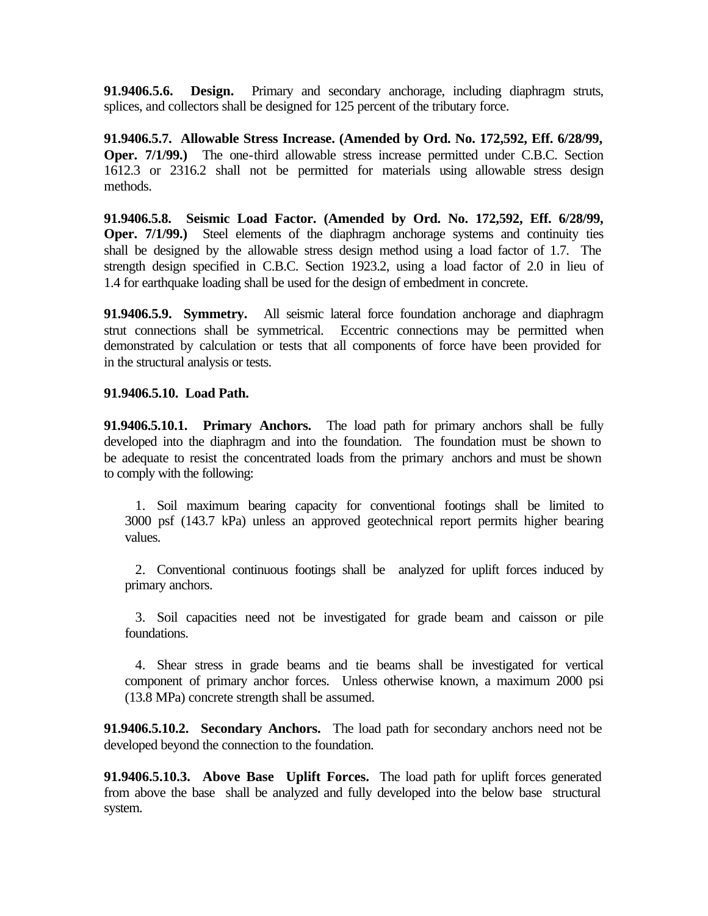**91.9406.5.6. Design.** Primary and secondary anchorage, including diaphragm struts, splices, and collectors shall be designed for 125 percent of the tributary force.

**91.9406.5.7. Allowable Stress Increase. (Amended by Ord. No. 172,592, Eff. 6/28/99, Oper. 7/1/99.)** The one-third allowable stress increase permitted under C.B.C. Section 1612.3 or 2316.2 shall not be permitted for materials using allowable stress design methods.

**91.9406.5.8. Seismic Load Factor. (Amended by Ord. No. 172,592, Eff. 6/28/99, Oper. 7/1/99.)** Steel elements of the diaphragm anchorage systems and continuity ties shall be designed by the allowable stress design method using a load factor of 1.7. The strength design specified in C.B.C. Section 1923.2, using a load factor of 2.0 in lieu of 1.4 for earthquake loading shall be used for the design of embedment in concrete.

**91.9406.5.9. Symmetry.** All seismic lateral force foundation anchorage and diaphragm strut connections shall be symmetrical. Eccentric connections may be permitted when demonstrated by calculation or tests that all components of force have been provided for in the structural analysis or tests.

**91.9406.5.10. Load Path.**

**91.9406.5.10.1. Primary Anchors.** The load path for primary anchors shall be fully developed into the diaphragm and into the foundation. The foundation must be shown to be adequate to resist the concentrated loads from the primary anchors and must be shown to comply with the following:

1. Soil maximum bearing capacity for conventional footings shall be limited to 3000 psf (143.7 kPa) unless an approved geotechnical report permits higher bearing values.

2. Conventional continuous footings shall be analyzed for uplift forces induced by primary anchors.

3. Soil capacities need not be investigated for grade beam and caisson or pile foundations.

4. Shear stress in grade beams and tie beams shall be investigated for vertical component of primary anchor forces. Unless otherwise known, a maximum 2000 psi (13.8 MPa) concrete strength shall be assumed.

**91.9406.5.10.2. Secondary Anchors.** The load path for secondary anchors need not be developed beyond the connection to the foundation.

**91.9406.5.10.3. Above Base Uplift Forces.** The load path for uplift forces generated from above the base shall be analyzed and fully developed into the below base structural system.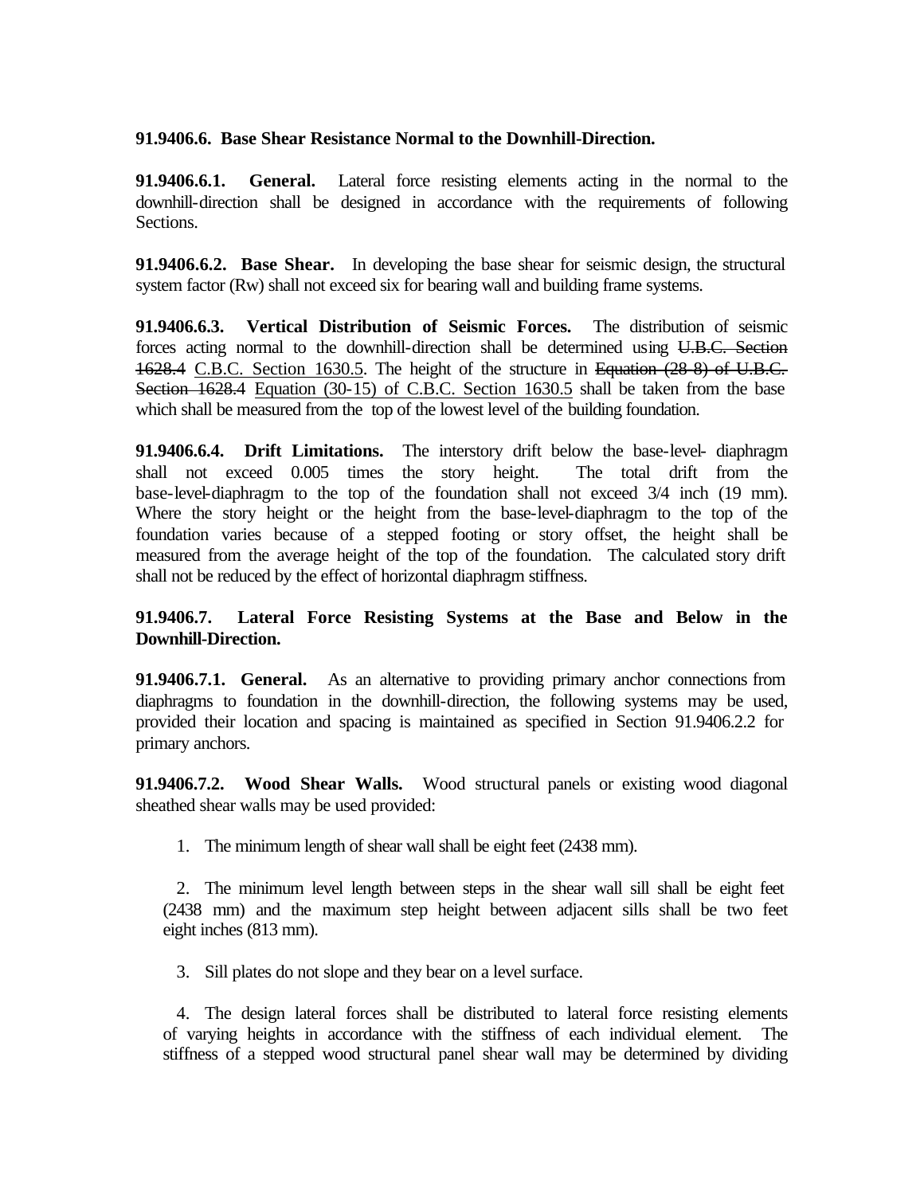**91.9406.6. Base Shear Resistance Normal to the Downhill-Direction.**

**91.9406.6.1. General.** Lateral force resisting elements acting in the normal to the downhill-direction shall be designed in accordance with the requirements of following Sections.

**91.9406.6.2. Base Shear.** In developing the base shear for seismic design, the structural system factor (Rw) shall not exceed six for bearing wall and building frame systems.

**91.9406.6.3. Vertical Distribution of Seismic Forces.** The distribution of seismic forces acting normal to the downhill-direction shall be determined using ~~U.B.C. Section 1628.4~~ <u>C.B.C. Section 1630.5</u>. The height of the structure in ~~Equation (28-8) of U.B.C. Section 1628.4~~ <u>Equation (30-15) of C.B.C. Section 1630.5</u> shall be taken from the base which shall be measured from the top of the lowest level of the building foundation.

**91.9406.6.4. Drift Limitations.** The interstory drift below the base-level- diaphragm shall not exceed 0.005 times the story height. The total drift from the base-level-diaphragm to the top of the foundation shall not exceed 3/4 inch (19 mm). Where the story height or the height from the base-level-diaphragm to the top of the foundation varies because of a stepped footing or story offset, the height shall be measured from the average height of the top of the foundation. The calculated story drift shall not be reduced by the effect of horizontal diaphragm stiffness.

**91.9406.7. Lateral Force Resisting Systems at the Base and Below in the Downhill-Direction.**

**91.9406.7.1. General.** As an alternative to providing primary anchor connections from diaphragms to foundation in the downhill-direction, the following systems may be used, provided their location and spacing is maintained as specified in Section 91.9406.2.2 for primary anchors.

**91.9406.7.2. Wood Shear Walls.** Wood structural panels or existing wood diagonal sheathed shear walls may be used provided:

1. The minimum length of shear wall shall be eight feet (2438 mm).

2. The minimum level length between steps in the shear wall sill shall be eight feet (2438 mm) and the maximum step height between adjacent sills shall be two feet eight inches (813 mm).

3. Sill plates do not slope and they bear on a level surface.

4. The design lateral forces shall be distributed to lateral force resisting elements of varying heights in accordance with the stiffness of each individual element. The stiffness of a stepped wood structural panel shear wall may be determined by dividing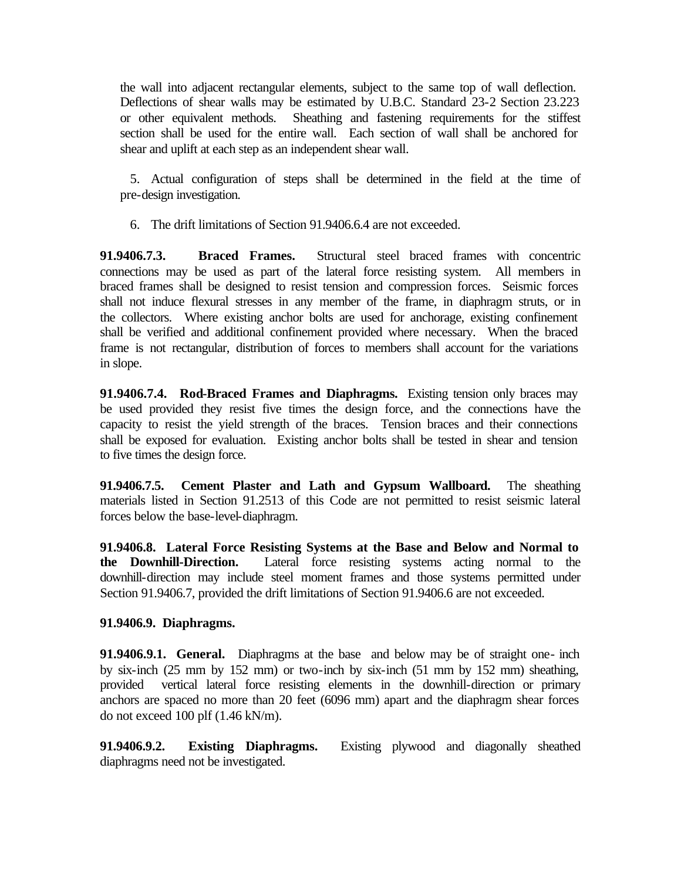the wall into adjacent rectangular elements, subject to the same top of wall deflection. Deflections of shear walls may be estimated by U.B.C. Standard 23-2 Section 23.223 or other equivalent methods. Sheathing and fastening requirements for the stiffest section shall be used for the entire wall. Each section of wall shall be anchored for shear and uplift at each step as an independent shear wall.

5. Actual configuration of steps shall be determined in the field at the time of pre-design investigation.

6. The drift limitations of Section 91.9406.6.4 are not exceeded.

**91.9406.7.3. Braced Frames.** Structural steel braced frames with concentric connections may be used as part of the lateral force resisting system. All members in braced frames shall be designed to resist tension and compression forces. Seismic forces shall not induce flexural stresses in any member of the frame, in diaphragm struts, or in the collectors. Where existing anchor bolts are used for anchorage, existing confinement shall be verified and additional confinement provided where necessary. When the braced frame is not rectangular, distribution of forces to members shall account for the variations in slope.

**91.9406.7.4. Rod-Braced Frames and Diaphragms.** Existing tension only braces may be used provided they resist five times the design force, and the connections have the capacity to resist the yield strength of the braces. Tension braces and their connections shall be exposed for evaluation. Existing anchor bolts shall be tested in shear and tension to five times the design force.

**91.9406.7.5. Cement Plaster and Lath and Gypsum Wallboard.** The sheathing materials listed in Section 91.2513 of this Code are not permitted to resist seismic lateral forces below the base-level-diaphragm.

**91.9406.8. Lateral Force Resisting Systems at the Base and Below and Normal to the Downhill-Direction.** Lateral force resisting systems acting normal to the downhill-direction may include steel moment frames and those systems permitted under Section 91.9406.7, provided the drift limitations of Section 91.9406.6 are not exceeded.

**91.9406.9. Diaphragms.**

**91.9406.9.1. General.** Diaphragms at the base and below may be of straight one- inch by six-inch (25 mm by 152 mm) or two-inch by six-inch (51 mm by 152 mm) sheathing, provided vertical lateral force resisting elements in the downhill-direction or primary anchors are spaced no more than 20 feet (6096 mm) apart and the diaphragm shear forces do not exceed 100 plf (1.46 kN/m).

**91.9406.9.2. Existing Diaphragms.** Existing plywood and diagonally sheathed diaphragms need not be investigated.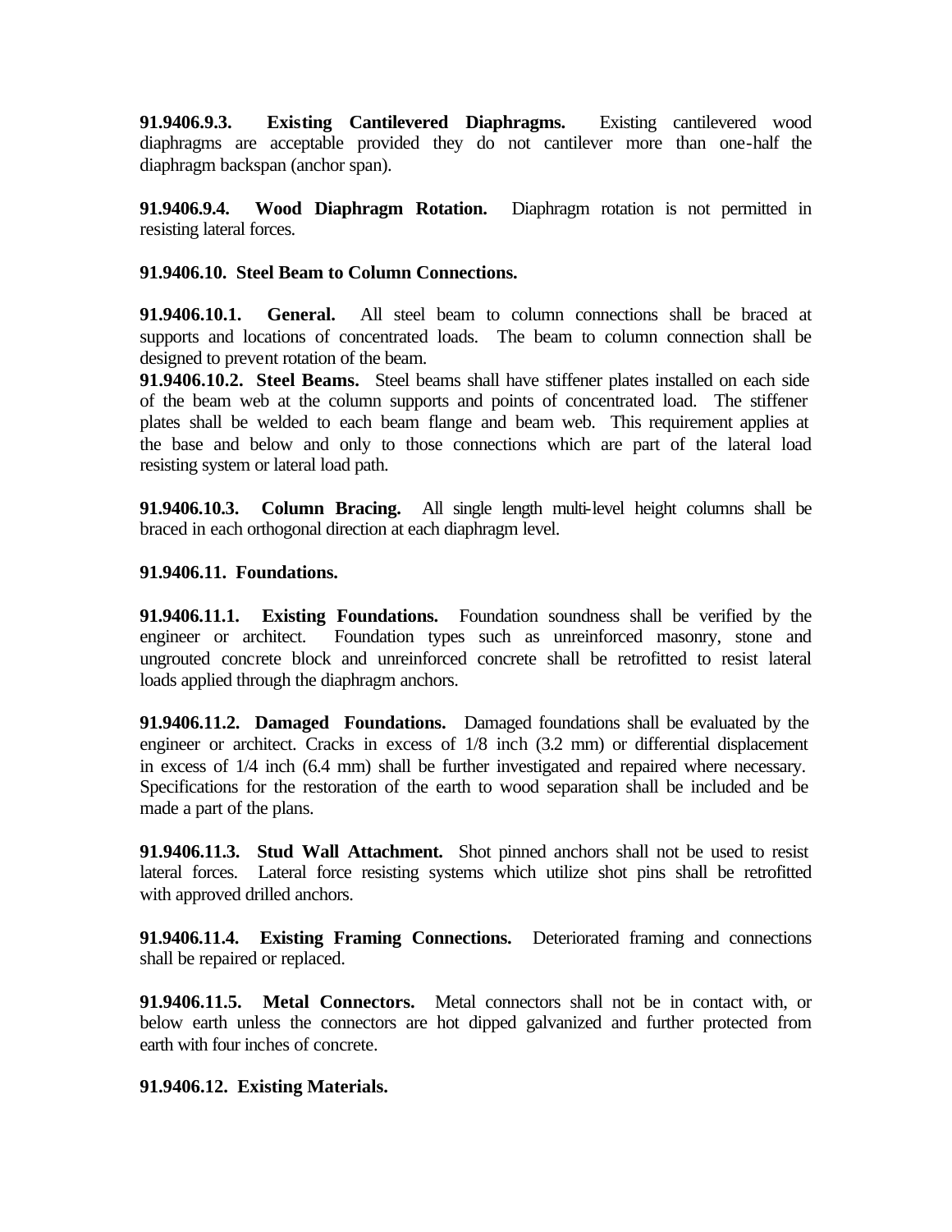**91.9406.9.3. Existing Cantilevered Diaphragms.** Existing cantilevered wood diaphragms are acceptable provided they do not cantilever more than one-half the diaphragm backspan (anchor span).

**91.9406.9.4. Wood Diaphragm Rotation.** Diaphragm rotation is not permitted in resisting lateral forces.

**91.9406.10. Steel Beam to Column Connections.**

**91.9406.10.1. General.** All steel beam to column connections shall be braced at supports and locations of concentrated loads. The beam to column connection shall be designed to prevent rotation of the beam.

**91.9406.10.2. Steel Beams.** Steel beams shall have stiffener plates installed on each side of the beam web at the column supports and points of concentrated load. The stiffener plates shall be welded to each beam flange and beam web. This requirement applies at the base and below and only to those connections which are part of the lateral load resisting system or lateral load path.

**91.9406.10.3. Column Bracing.** All single length multi-level height columns shall be braced in each orthogonal direction at each diaphragm level.

**91.9406.11. Foundations.**

**91.9406.11.1. Existing Foundations.** Foundation soundness shall be verified by the engineer or architect. Foundation types such as unreinforced masonry, stone and ungrouted concrete block and unreinforced concrete shall be retrofitted to resist lateral loads applied through the diaphragm anchors.

**91.9406.11.2. Damaged Foundations.** Damaged foundations shall be evaluated by the engineer or architect. Cracks in excess of 1/8 inch (3.2 mm) or differential displacement in excess of 1/4 inch (6.4 mm) shall be further investigated and repaired where necessary. Specifications for the restoration of the earth to wood separation shall be included and be made a part of the plans.

**91.9406.11.3. Stud Wall Attachment.** Shot pinned anchors shall not be used to resist lateral forces. Lateral force resisting systems which utilize shot pins shall be retrofitted with approved drilled anchors.

**91.9406.11.4. Existing Framing Connections.** Deteriorated framing and connections shall be repaired or replaced.

**91.9406.11.5. Metal Connectors.** Metal connectors shall not be in contact with, or below earth unless the connectors are hot dipped galvanized and further protected from earth with four inches of concrete.

**91.9406.12. Existing Materials.**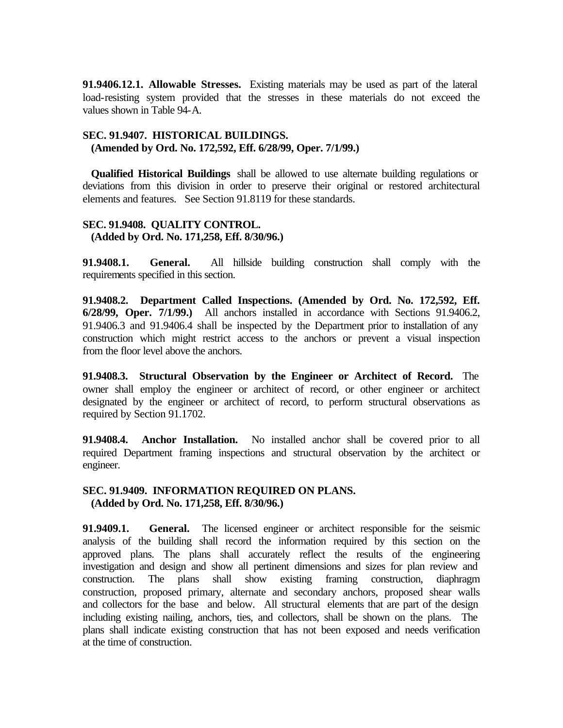**91.9406.12.1. Allowable Stresses.** Existing materials may be used as part of the lateral load-resisting system provided that the stresses in these materials do not exceed the values shown in Table 94-A.

## SEC. 91.9407. HISTORICAL BUILDINGS.
**(Amended by Ord. No. 172,592, Eff. 6/28/99, Oper. 7/1/99.)**

**Qualified Historical Buildings** shall be allowed to use alternate building regulations or deviations from this division in order to preserve their original or restored architectural elements and features. See Section 91.8119 for these standards.

## SEC. 91.9408. QUALITY CONTROL.
**(Added by Ord. No. 171,258, Eff. 8/30/96.)**

**91.9408.1. General.** All hillside building construction shall comply with the requirements specified in this section.

**91.9408.2. Department Called Inspections. (Amended by Ord. No. 172,592, Eff. 6/28/99, Oper. 7/1/99.)** All anchors installed in accordance with Sections 91.9406.2, 91.9406.3 and 91.9406.4 shall be inspected by the Department prior to installation of any construction which might restrict access to the anchors or prevent a visual inspection from the floor level above the anchors.

**91.9408.3. Structural Observation by the Engineer or Architect of Record.** The owner shall employ the engineer or architect of record, or other engineer or architect designated by the engineer or architect of record, to perform structural observations as required by Section 91.1702.

**91.9408.4. Anchor Installation.** No installed anchor shall be covered prior to all required Department framing inspections and structural observation by the architect or engineer.

## SEC. 91.9409. INFORMATION REQUIRED ON PLANS.
**(Added by Ord. No. 171,258, Eff. 8/30/96.)**

**91.9409.1. General.** The licensed engineer or architect responsible for the seismic analysis of the building shall record the information required by this section on the approved plans. The plans shall accurately reflect the results of the engineering investigation and design and show all pertinent dimensions and sizes for plan review and construction. The plans shall show existing framing construction, diaphragm construction, proposed primary, alternate and secondary anchors, proposed shear walls and collectors for the base and below. All structural elements that are part of the design including existing nailing, anchors, ties, and collectors, shall be shown on the plans. The plans shall indicate existing construction that has not been exposed and needs verification at the time of construction.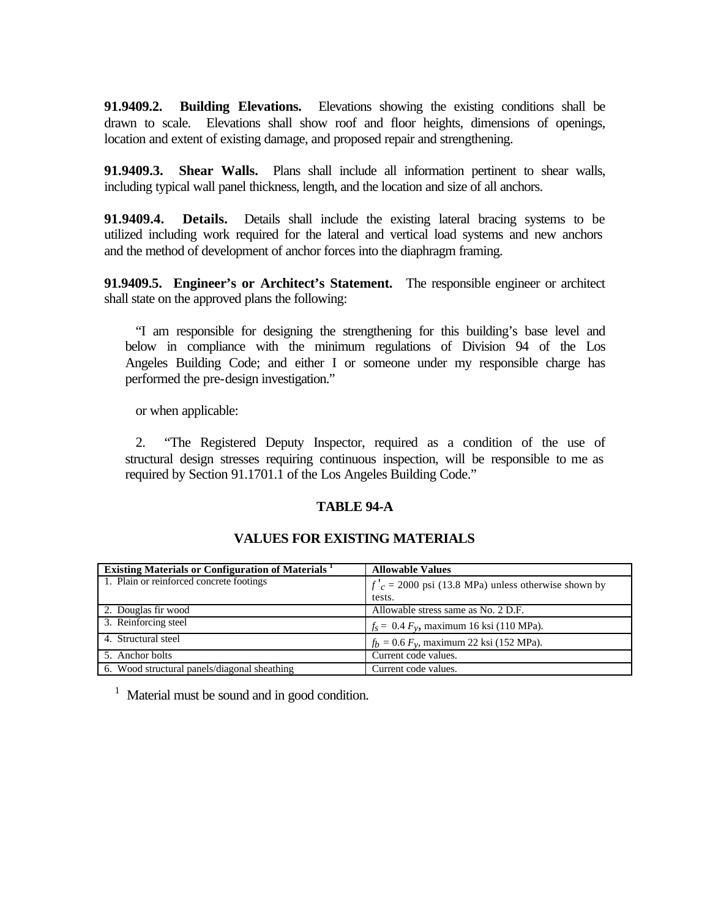**91.9409.2. Building Elevations.** Elevations showing the existing conditions shall be drawn to scale. Elevations shall show roof and floor heights, dimensions of openings, location and extent of existing damage, and proposed repair and strengthening.

**91.9409.3. Shear Walls.** Plans shall include all information pertinent to shear walls, including typical wall panel thickness, length, and the location and size of all anchors.

**91.9409.4. Details.** Details shall include the existing lateral bracing systems to be utilized including work required for the lateral and vertical load systems and new anchors and the method of development of anchor forces into the diaphragm framing.

**91.9409.5. Engineer's or Architect's Statement.** The responsible engineer or architect shall state on the approved plans the following:

> "I am responsible for designing the strengthening for this building's base level and below in compliance with the minimum regulations of Division 94 of the Los Angeles Building Code; and either I or someone under my responsible charge has performed the pre-design investigation."
>
> or when applicable:
>
> 2. "The Registered Deputy Inspector, required as a condition of the use of structural design stresses requiring continuous inspection, will be responsible to me as required by Section 91.1701.1 of the Los Angeles Building Code."

### TABLE 94-A

### VALUES FOR EXISTING MATERIALS

| Existing Materials or Configuration of Materials [1] | Allowable Values |
|---|---|
| 1. Plain or reinforced concrete footings | $f'_c$ = 2000 psi (13.8 MPa) unless otherwise shown by tests. |
| 2. Douglas fir wood | Allowable stress same as No. 2 D.F. |
| 3. Reinforcing steel | $f_s = 0.4 F_y$, maximum 16 ksi (110 MPa). |
| 4. Structural steel | $f_b = 0.6 F_y$, maximum 22 ksi (152 MPa). |
| 5. Anchor bolts | Current code values. |
| 6. Wood structural panels/diagonal sheathing | Current code values. |

[1] Material must be sound and in good condition.